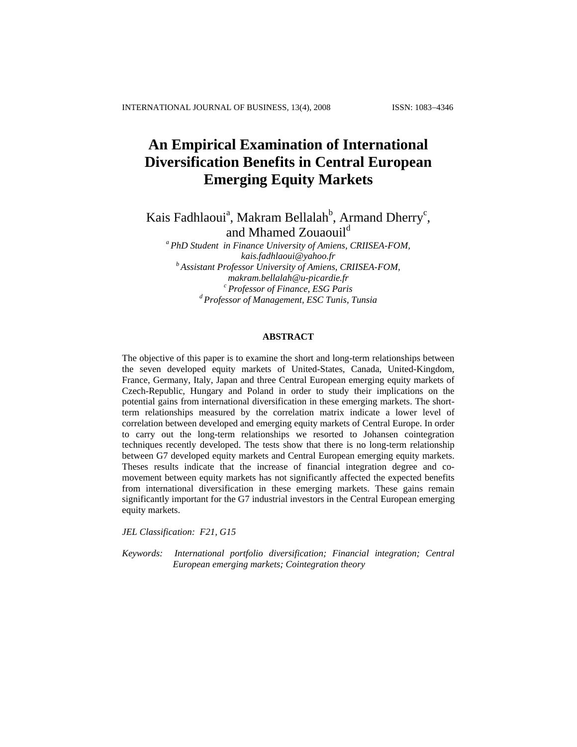# An Empirical Examination of International Diversification Benefits in Central European Emerging Equity Markets

Kais Fadhlaoui[a], Makram Bellalah[b], Armand Dherry[c], and Mhamed Zouaouil[d]

[a] *PhD Student in Finance University of Amiens, CRIISEA-FOM, kais.fadhlaoui@yahoo.fr*
[b] *Assistant Professor University of Amiens, CRIISEA-FOM, makram.bellalah@u-picardie.fr*
[c] *Professor of Finance, ESG Paris*
[d] *Professor of Management, ESC Tunis, Tunsia*

### ABSTRACT

The objective of this paper is to examine the short and long-term relationships between the seven developed equity markets of United-States, Canada, United-Kingdom, France, Germany, Italy, Japan and three Central European emerging equity markets of Czech-Republic, Hungary and Poland in order to study their implications on the potential gains from international diversification in these emerging markets. The short-term relationships measured by the correlation matrix indicate a lower level of correlation between developed and emerging equity markets of Central Europe. In order to carry out the long-term relationships we resorted to Johansen cointegration techniques recently developed. The tests show that there is no long-term relationship between G7 developed equity markets and Central European emerging equity markets. Theses results indicate that the increase of financial integration degree and co-movement between equity markets has not significantly affected the expected benefits from international diversification in these emerging markets. These gains remain significantly important for the G7 industrial investors in the Central European emerging equity markets.

*JEL Classification: F21, G15*

*Keywords: International portfolio diversification; Financial integration; Central European emerging markets; Cointegration theory*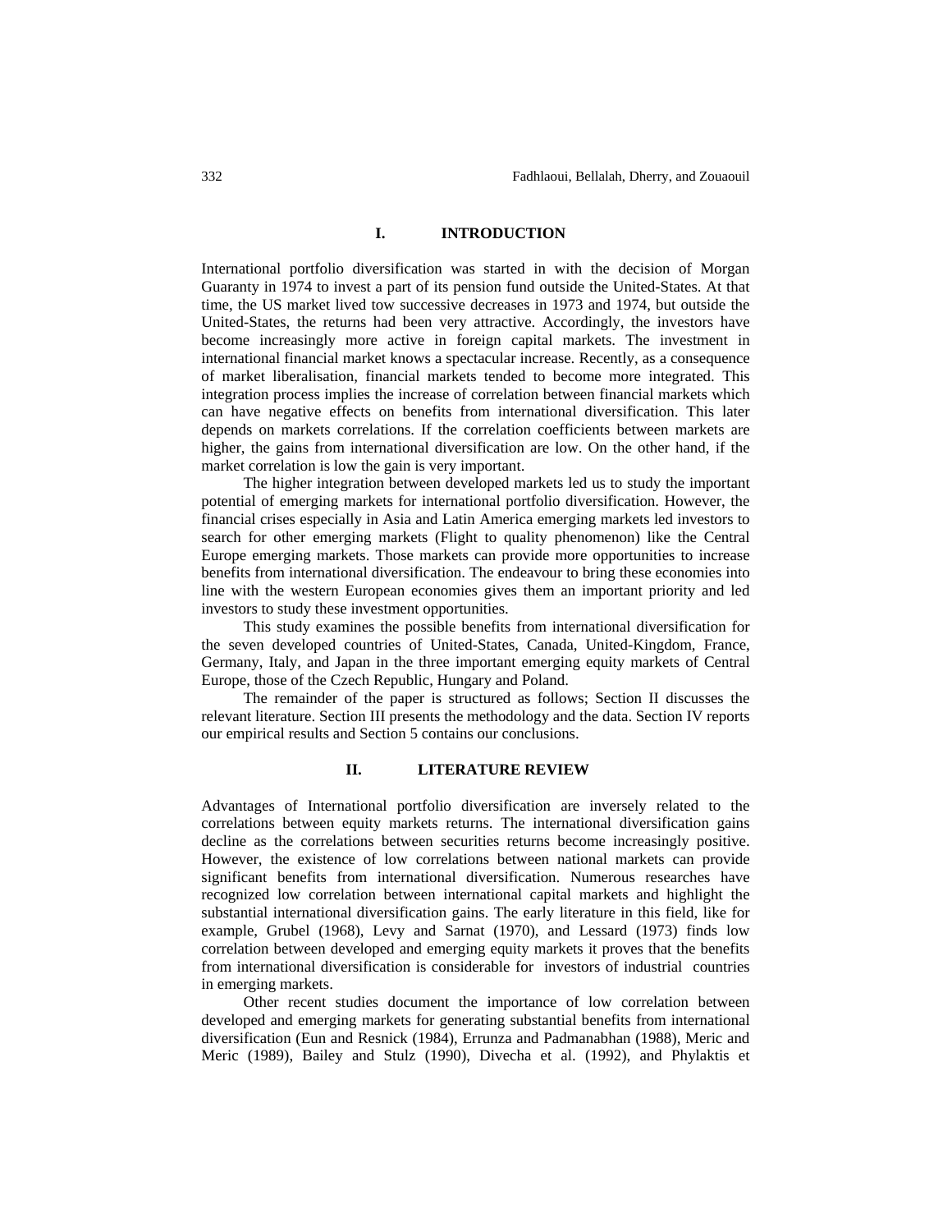## I. INTRODUCTION

International portfolio diversification was started in with the decision of Morgan Guaranty in 1974 to invest a part of its pension fund outside the United-States. At that time, the US market lived tow successive decreases in 1973 and 1974, but outside the United-States, the returns had been very attractive. Accordingly, the investors have become increasingly more active in foreign capital markets. The investment in international financial market knows a spectacular increase. Recently, as a consequence of market liberalisation, financial markets tended to become more integrated. This integration process implies the increase of correlation between financial markets which can have negative effects on benefits from international diversification. This later depends on markets correlations. If the correlation coefficients between markets are higher, the gains from international diversification are low. On the other hand, if the market correlation is low the gain is very important.

The higher integration between developed markets led us to study the important potential of emerging markets for international portfolio diversification. However, the financial crises especially in Asia and Latin America emerging markets led investors to search for other emerging markets (Flight to quality phenomenon) like the Central Europe emerging markets. Those markets can provide more opportunities to increase benefits from international diversification. The endeavour to bring these economies into line with the western European economies gives them an important priority and led investors to study these investment opportunities.

This study examines the possible benefits from international diversification for the seven developed countries of United-States, Canada, United-Kingdom, France, Germany, Italy, and Japan in the three important emerging equity markets of Central Europe, those of the Czech Republic, Hungary and Poland.

The remainder of the paper is structured as follows; Section II discusses the relevant literature. Section III presents the methodology and the data. Section IV reports our empirical results and Section 5 contains our conclusions.

## II. LITERATURE REVIEW

Advantages of International portfolio diversification are inversely related to the correlations between equity markets returns. The international diversification gains decline as the correlations between securities returns become increasingly positive. However, the existence of low correlations between national markets can provide significant benefits from international diversification. Numerous researches have recognized low correlation between international capital markets and highlight the substantial international diversification gains. The early literature in this field, like for example, Grubel (1968), Levy and Sarnat (1970), and Lessard (1973) finds low correlation between developed and emerging equity markets it proves that the benefits from international diversification is considerable for investors of industrial countries in emerging markets.

Other recent studies document the importance of low correlation between developed and emerging markets for generating substantial benefits from international diversification (Eun and Resnick (1984), Errunza and Padmanabhan (1988), Meric and Meric (1989), Bailey and Stulz (1990), Divecha et al. (1992), and Phylaktis et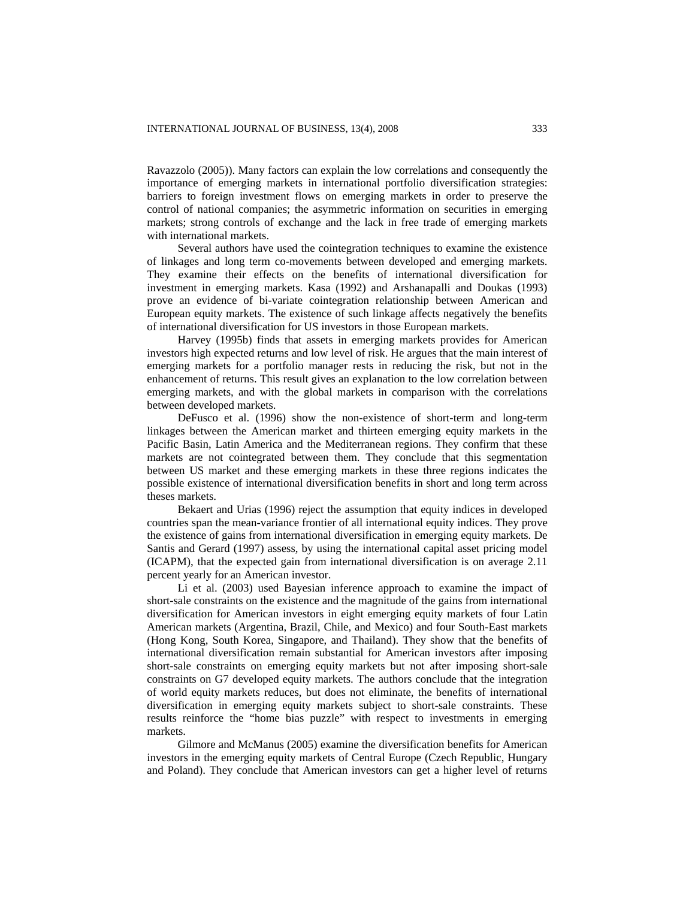Ravazzolo (2005)). Many factors can explain the low correlations and consequently the importance of emerging markets in international portfolio diversification strategies: barriers to foreign investment flows on emerging markets in order to preserve the control of national companies; the asymmetric information on securities in emerging markets; strong controls of exchange and the lack in free trade of emerging markets with international markets.

Several authors have used the cointegration techniques to examine the existence of linkages and long term co-movements between developed and emerging markets. They examine their effects on the benefits of international diversification for investment in emerging markets. Kasa (1992) and Arshanapalli and Doukas (1993) prove an evidence of bi-variate cointegration relationship between American and European equity markets. The existence of such linkage affects negatively the benefits of international diversification for US investors in those European markets.

Harvey (1995b) finds that assets in emerging markets provides for American investors high expected returns and low level of risk. He argues that the main interest of emerging markets for a portfolio manager rests in reducing the risk, but not in the enhancement of returns. This result gives an explanation to the low correlation between emerging markets, and with the global markets in comparison with the correlations between developed markets.

DeFusco et al. (1996) show the non-existence of short-term and long-term linkages between the American market and thirteen emerging equity markets in the Pacific Basin, Latin America and the Mediterranean regions. They confirm that these markets are not cointegrated between them. They conclude that this segmentation between US market and these emerging markets in these three regions indicates the possible existence of international diversification benefits in short and long term across theses markets.

Bekaert and Urias (1996) reject the assumption that equity indices in developed countries span the mean-variance frontier of all international equity indices. They prove the existence of gains from international diversification in emerging equity markets. De Santis and Gerard (1997) assess, by using the international capital asset pricing model (ICAPM), that the expected gain from international diversification is on average 2.11 percent yearly for an American investor.

Li et al. (2003) used Bayesian inference approach to examine the impact of short-sale constraints on the existence and the magnitude of the gains from international diversification for American investors in eight emerging equity markets of four Latin American markets (Argentina, Brazil, Chile, and Mexico) and four South-East markets (Hong Kong, South Korea, Singapore, and Thailand). They show that the benefits of international diversification remain substantial for American investors after imposing short-sale constraints on emerging equity markets but not after imposing short-sale constraints on G7 developed equity markets. The authors conclude that the integration of world equity markets reduces, but does not eliminate, the benefits of international diversification in emerging equity markets subject to short-sale constraints. These results reinforce the "home bias puzzle" with respect to investments in emerging markets.

Gilmore and McManus (2005) examine the diversification benefits for American investors in the emerging equity markets of Central Europe (Czech Republic, Hungary and Poland). They conclude that American investors can get a higher level of returns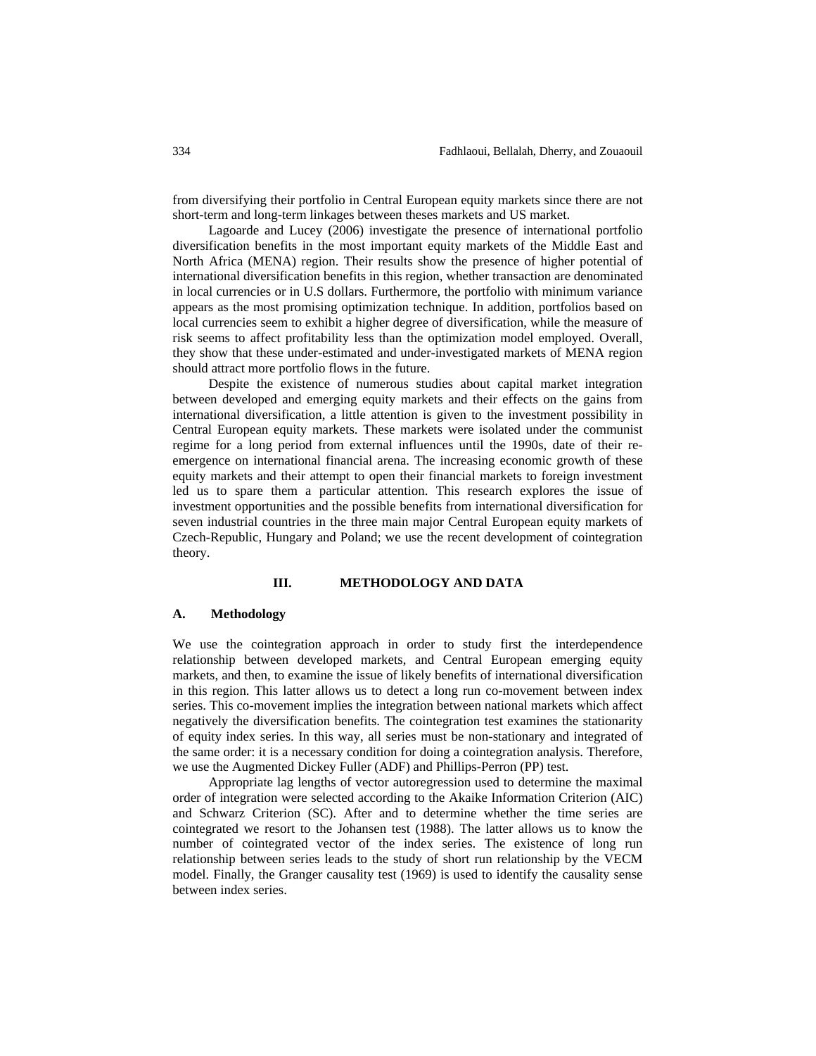from diversifying their portfolio in Central European equity markets since there are not short-term and long-term linkages between theses markets and US market.

Lagoarde and Lucey (2006) investigate the presence of international portfolio diversification benefits in the most important equity markets of the Middle East and North Africa (MENA) region. Their results show the presence of higher potential of international diversification benefits in this region, whether transaction are denominated in local currencies or in U.S dollars. Furthermore, the portfolio with minimum variance appears as the most promising optimization technique. In addition, portfolios based on local currencies seem to exhibit a higher degree of diversification, while the measure of risk seems to affect profitability less than the optimization model employed. Overall, they show that these under-estimated and under-investigated markets of MENA region should attract more portfolio flows in the future.

Despite the existence of numerous studies about capital market integration between developed and emerging equity markets and their effects on the gains from international diversification, a little attention is given to the investment possibility in Central European equity markets. These markets were isolated under the communist regime for a long period from external influences until the 1990s, date of their re-emergence on international financial arena. The increasing economic growth of these equity markets and their attempt to open their financial markets to foreign investment led us to spare them a particular attention. This research explores the issue of investment opportunities and the possible benefits from international diversification for seven industrial countries in the three main major Central European equity markets of Czech-Republic, Hungary and Poland; we use the recent development of cointegration theory.

## III. METHODOLOGY AND DATA

### A. Methodology

We use the cointegration approach in order to study first the interdependence relationship between developed markets, and Central European emerging equity markets, and then, to examine the issue of likely benefits of international diversification in this region. This latter allows us to detect a long run co-movement between index series. This co-movement implies the integration between national markets which affect negatively the diversification benefits. The cointegration test examines the stationarity of equity index series. In this way, all series must be non-stationary and integrated of the same order: it is a necessary condition for doing a cointegration analysis. Therefore, we use the Augmented Dickey Fuller (ADF) and Phillips-Perron (PP) test.

Appropriate lag lengths of vector autoregression used to determine the maximal order of integration were selected according to the Akaike Information Criterion (AIC) and Schwarz Criterion (SC). After and to determine whether the time series are cointegrated we resort to the Johansen test (1988). The latter allows us to know the number of cointegrated vector of the index series. The existence of long run relationship between series leads to the study of short run relationship by the VECM model. Finally, the Granger causality test (1969) is used to identify the causality sense between index series.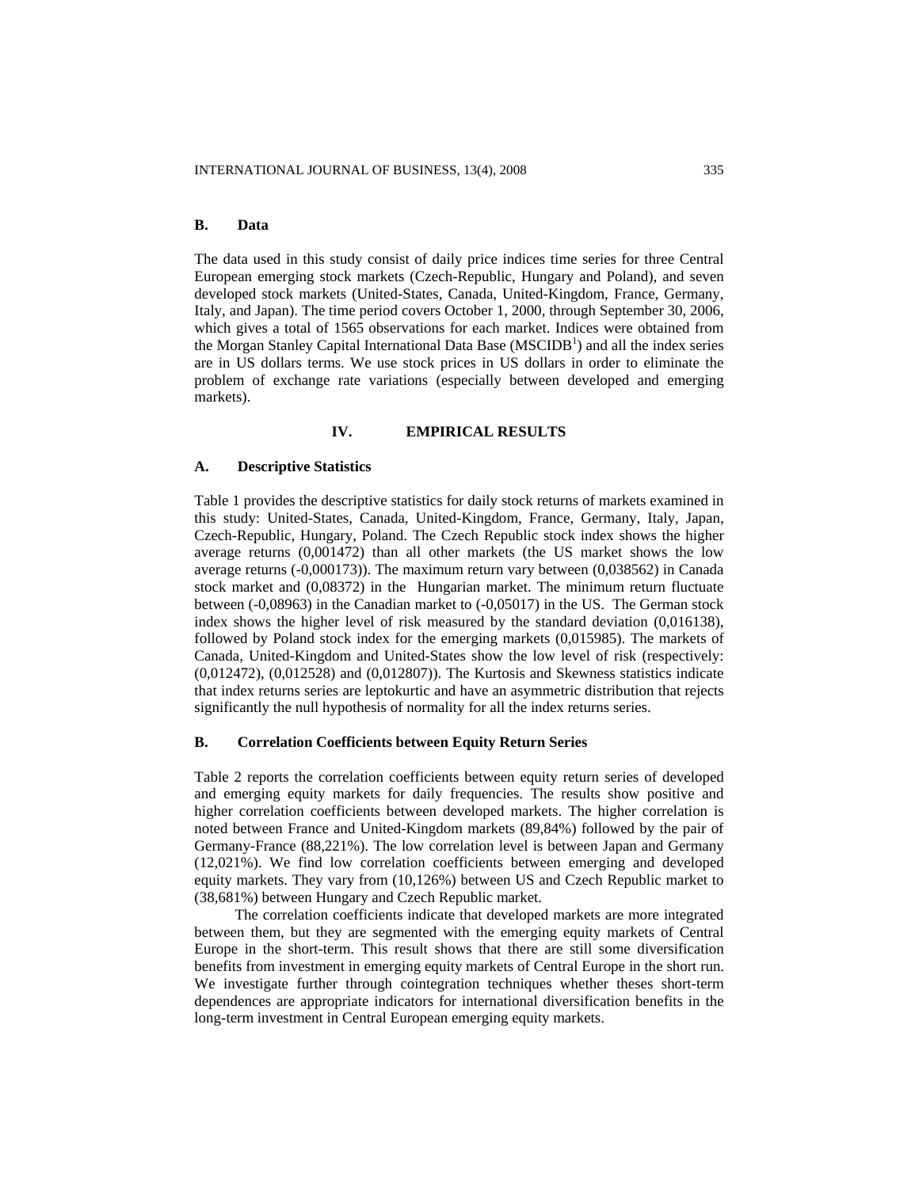### B. Data

The data used in this study consist of daily price indices time series for three Central European emerging stock markets (Czech-Republic, Hungary and Poland), and seven developed stock markets (United-States, Canada, United-Kingdom, France, Germany, Italy, and Japan). The time period covers October 1, 2000, through September 30, 2006, which gives a total of 1565 observations for each market. Indices were obtained from the Morgan Stanley Capital International Data Base (MSCIDB[1]) and all the index series are in US dollars terms. We use stock prices in US dollars in order to eliminate the problem of exchange rate variations (especially between developed and emerging markets).

## IV. EMPIRICAL RESULTS

### A. Descriptive Statistics

Table 1 provides the descriptive statistics for daily stock returns of markets examined in this study: United-States, Canada, United-Kingdom, France, Germany, Italy, Japan, Czech-Republic, Hungary, Poland. The Czech Republic stock index shows the higher average returns (0,001472) than all other markets (the US market shows the low average returns (-0,000173)). The maximum return vary between (0,038562) in Canada stock market and (0,08372) in the Hungarian market. The minimum return fluctuate between (-0,08963) in the Canadian market to (-0,05017) in the US. The German stock index shows the higher level of risk measured by the standard deviation (0,016138), followed by Poland stock index for the emerging markets (0,015985). The markets of Canada, United-Kingdom and United-States show the low level of risk (respectively: (0,012472), (0,012528) and (0,012807)). The Kurtosis and Skewness statistics indicate that index returns series are leptokurtic and have an asymmetric distribution that rejects significantly the null hypothesis of normality for all the index returns series.

### B. Correlation Coefficients between Equity Return Series

Table 2 reports the correlation coefficients between equity return series of developed and emerging equity markets for daily frequencies. The results show positive and higher correlation coefficients between developed markets. The higher correlation is noted between France and United-Kingdom markets (89,84%) followed by the pair of Germany-France (88,221%). The low correlation level is between Japan and Germany (12,021%). We find low correlation coefficients between emerging and developed equity markets. They vary from (10,126%) between US and Czech Republic market to (38,681%) between Hungary and Czech Republic market.

The correlation coefficients indicate that developed markets are more integrated between them, but they are segmented with the emerging equity markets of Central Europe in the short-term. This result shows that there are still some diversification benefits from investment in emerging equity markets of Central Europe in the short run. We investigate further through cointegration techniques whether theses short-term dependences are appropriate indicators for international diversification benefits in the long-term investment in Central European emerging equity markets.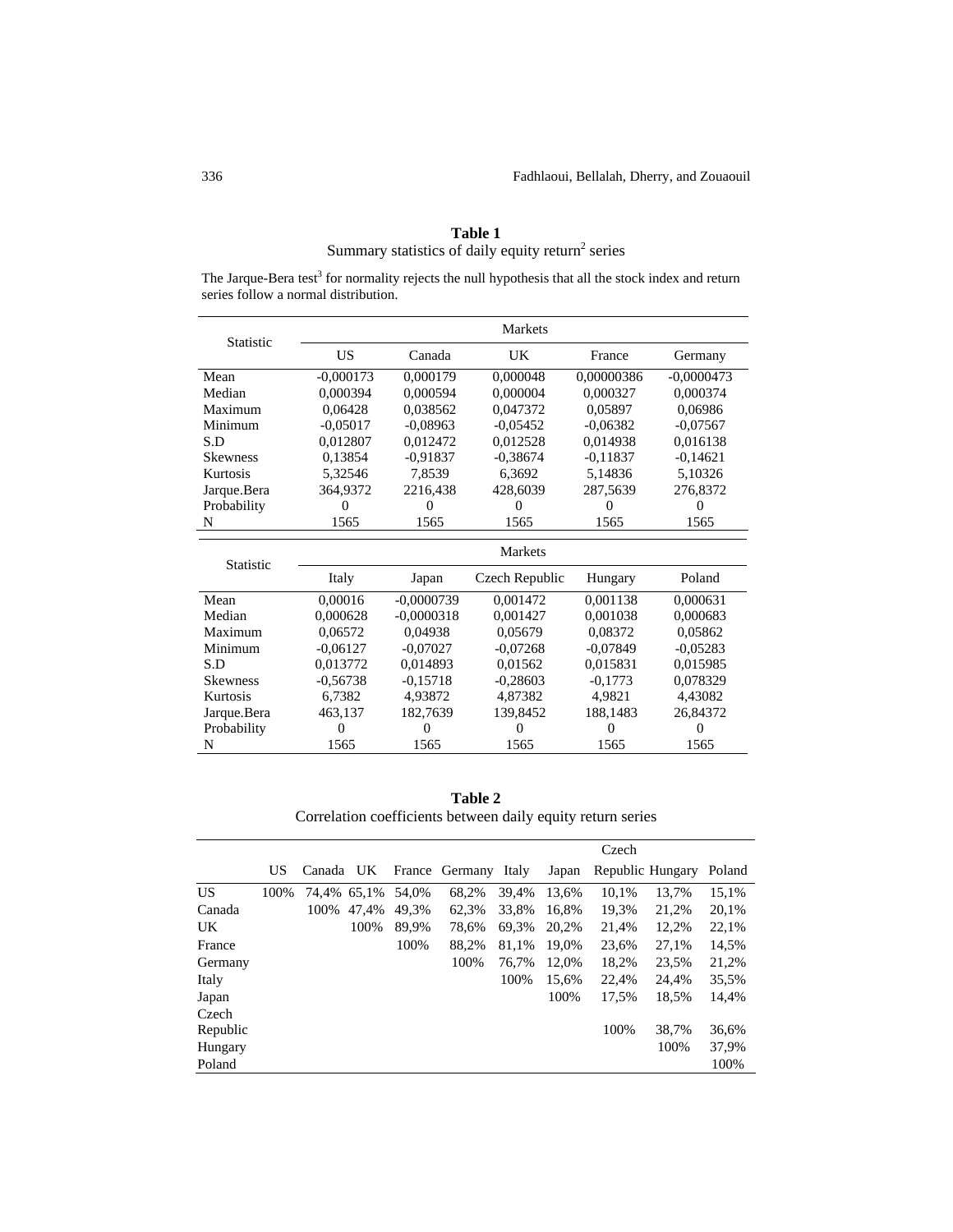**Table 1**

Summary statistics of daily equity return[2] series

The Jarque-Bera test[3] for normality rejects the null hypothesis that all the stock index and return series follow a normal distribution.

| Statistic | Markets | | | | |
|---|---|---|---|---|---|
| | US | Canada | UK | France | Germany |
| Mean | -0,000173 | 0,000179 | 0,000048 | 0,00000386 | -0,0000473 |
| Median | 0,000394 | 0,000594 | 0,000004 | 0,000327 | 0,000374 |
| Maximum | 0,06428 | 0,038562 | 0,047372 | 0,05897 | 0,06986 |
| Minimum | -0,05017 | -0,08963 | -0,05452 | -0,06382 | -0,07567 |
| S.D | 0,012807 | 0,012472 | 0,012528 | 0,014938 | 0,016138 |
| Skewness | 0,13854 | -0,91837 | -0,38674 | -0,11837 | -0,14621 |
| Kurtosis | 5,32546 | 7,8539 | 6,3692 | 5,14836 | 5,10326 |
| Jarque.Bera | 364,9372 | 2216,438 | 428,6039 | 287,5639 | 276,8372 |
| Probability | 0 | 0 | 0 | 0 | 0 |
| N | 1565 | 1565 | 1565 | 1565 | 1565 |

| Statistic | Markets | | | | |
|---|---|---|---|---|---|
| | Italy | Japan | Czech Republic | Hungary | Poland |
| Mean | 0,00016 | -0,0000739 | 0,001472 | 0,001138 | 0,000631 |
| Median | 0,000628 | -0,0000318 | 0,001427 | 0,001038 | 0,000683 |
| Maximum | 0,06572 | 0,04938 | 0,05679 | 0,08372 | 0,05862 |
| Minimum | -0,06127 | -0,07027 | -0,07268 | -0,07849 | -0,05283 |
| S.D | 0,013772 | 0,014893 | 0,01562 | 0,015831 | 0,015985 |
| Skewness | -0,56738 | -0,15718 | -0,28603 | -0,1773 | 0,078329 |
| Kurtosis | 6,7382 | 4,93872 | 4,87382 | 4,9821 | 4,43082 |
| Jarque.Bera | 463,137 | 182,7639 | 139,8452 | 188,1483 | 26,84372 |
| Probability | 0 | 0 | 0 | 0 | 0 |
| N | 1565 | 1565 | 1565 | 1565 | 1565 |

**Table 2**

Correlation coefficients between daily equity return series

| | US | Canada | UK | France | Germany | Italy | Japan | Czech Republic | Hungary | Poland |
|---|---|---|---|---|---|---|---|---|---|---|
| US | 100% | 74,4% | 65,1% | 54,0% | 68,2% | 39,4% | 13,6% | 10,1% | 13,7% | 15,1% |
| Canada | | 100% | 47,4% | 49,3% | 62,3% | 33,8% | 16,8% | 19,3% | 21,2% | 20,1% |
| UK | | | 100% | 89,9% | 78,6% | 69,3% | 20,2% | 21,4% | 12,2% | 22,1% |
| France | | | | 100% | 88,2% | 81,1% | 19,0% | 23,6% | 27,1% | 14,5% |
| Germany | | | | | 100% | 76,7% | 12,0% | 18,2% | 23,5% | 21,2% |
| Italy | | | | | | 100% | 15,6% | 22,4% | 24,4% | 35,5% |
| Japan | | | | | | | 100% | 17,5% | 18,5% | 14,4% |
| Czech Republic | | | | | | | | 100% | 38,7% | 36,6% |
| Hungary | | | | | | | | | 100% | 37,9% |
| Poland | | | | | | | | | | 100% |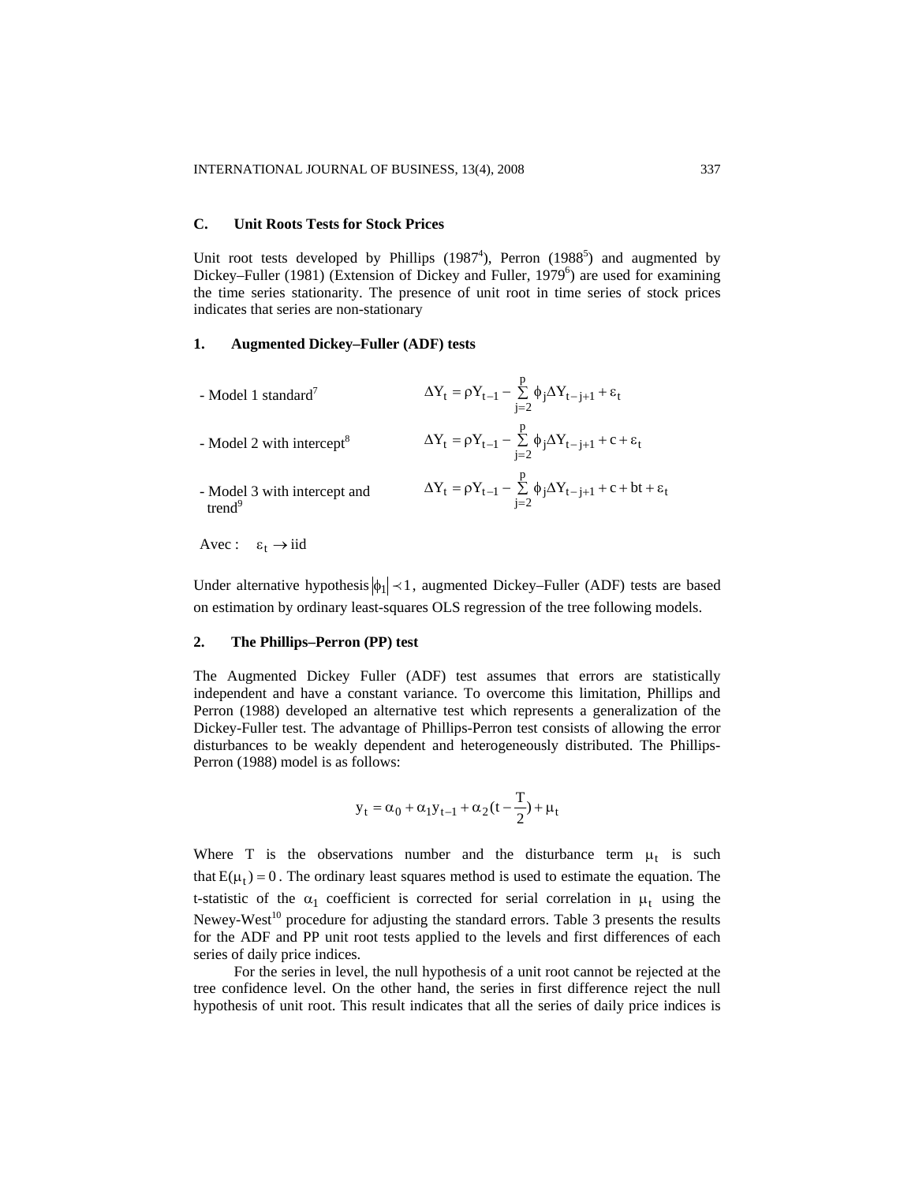### C. Unit Roots Tests for Stock Prices

Unit root tests developed by Phillips (1987[4]), Perron (1988[5]) and augmented by Dickey–Fuller (1981) (Extension of Dickey and Fuller, 1979[6]) are used for examining the time series stationarity. The presence of unit root in time series of stock prices indicates that series are non-stationary

#### 1. Augmented Dickey–Fuller (ADF) tests

- Model 1 standard[7] $$\Delta Y_t = \rho Y_{t-1} - \sum_{j=2}^{p} \phi_j \Delta Y_{t-j+1} + \varepsilon_t$$

- Model 2 with intercept[8] $$\Delta Y_t = \rho Y_{t-1} - \sum_{j=2}^{p} \phi_j \Delta Y_{t-j+1} + c + \varepsilon_t$$

- Model 3 with intercept and trend[9] $$\Delta Y_t = \rho Y_{t-1} - \sum_{j=2}^{p} \phi_j \Delta Y_{t-j+1} + c + bt + \varepsilon_t$$

Avec : $\varepsilon_t \rightarrow \text{iid}$

Under alternative hypothesis $|\phi_1| \prec 1$, augmented Dickey–Fuller (ADF) tests are based on estimation by ordinary least-squares OLS regression of the tree following models.

#### 2. The Phillips–Perron (PP) test

The Augmented Dickey Fuller (ADF) test assumes that errors are statistically independent and have a constant variance. To overcome this limitation, Phillips and Perron (1988) developed an alternative test which represents a generalization of the Dickey-Fuller test. The advantage of Phillips-Perron test consists of allowing the error disturbances to be weakly dependent and heterogeneously distributed. The Phillips-Perron (1988) model is as follows:

$$y_t = \alpha_0 + \alpha_1 y_{t-1} + \alpha_2 (t - \frac{T}{2}) + \mu_t$$

Where T is the observations number and the disturbance term $\mu_t$ is such that $E(\mu_t) = 0$. The ordinary least squares method is used to estimate the equation. The t-statistic of the $\alpha_1$ coefficient is corrected for serial correlation in $\mu_t$ using the Newey-West[10] procedure for adjusting the standard errors. Table 3 presents the results for the ADF and PP unit root tests applied to the levels and first differences of each series of daily price indices.

For the series in level, the null hypothesis of a unit root cannot be rejected at the tree confidence level. On the other hand, the series in first difference reject the null hypothesis of unit root. This result indicates that all the series of daily price indices is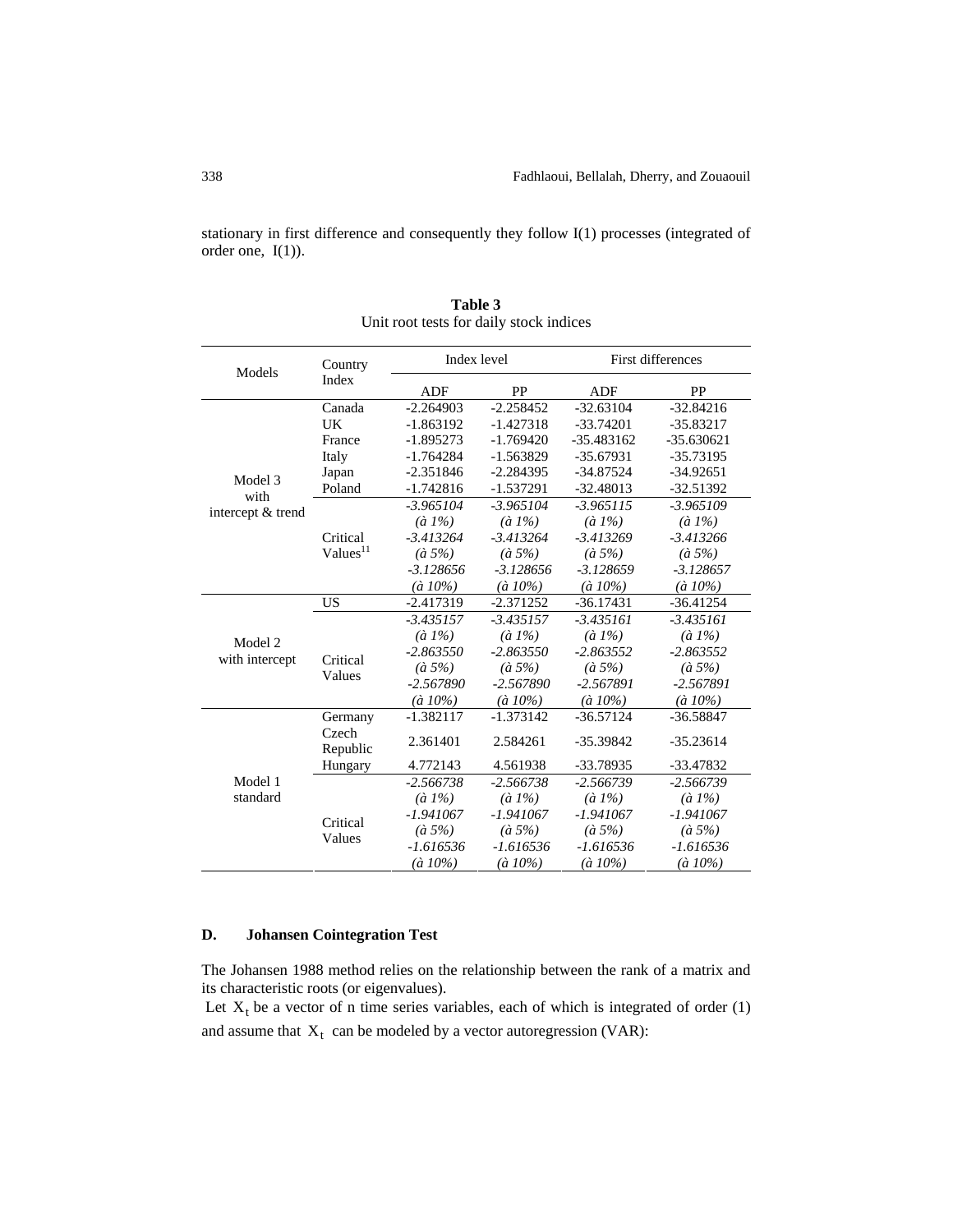stationary in first difference and consequently they follow I(1) processes (integrated of order one, I(1)).

**Table 3**
Unit root tests for daily stock indices

| Models | Country Index | Index level | | First differences | |
|---|---|---|---|---|---|
| | | ADF | PP | ADF | PP |
| Model 3 with intercept & trend | Canada | -2.264903 | -2.258452 | -32.63104 | -32.84216 |
| | UK | -1.863192 | -1.427318 | -33.74201 | -35.83217 |
| | France | -1.895273 | -1.769420 | -35.483162 | -35.630621 |
| | Italy | -1.764284 | -1.563829 | -35.67931 | -35.73195 |
| | Japan | -2.351846 | -2.284395 | -34.87524 | -34.92651 |
| | Poland | -1.742816 | -1.537291 | -32.48013 | -32.51392 |
| | Critical Values[11] | *-3.965104 (à 1%)* | *-3.965104 (à 1%)* | *-3.965115 (à 1%)* | *-3.965109 (à 1%)* |
| | | *-3.413264 (à 5%)* | *-3.413264 (à 5%)* | *-3.413269 (à 5%)* | *-3.413266 (à 5%)* |
| | | *-3.128656 (à 10%)* | *-3.128656 (à 10%)* | *-3.128659 (à 10%)* | *-3.128657 (à 10%)* |
| Model 2 with intercept | US | -2.417319 | -2.371252 | -36.17431 | -36.41254 |
| | Critical Values | *-3.435157 (à 1%)* | *-3.435157 (à 1%)* | *-3.435161 (à 1%)* | *-3.435161 (à 1%)* |
| | | *-2.863550 (à 5%)* | *-2.863550 (à 5%)* | *-2.863552 (à 5%)* | *-2.863552 (à 5%)* |
| | | *-2.567890 (à 10%)* | *-2.567890 (à 10%)* | *-2.567891 (à 10%)* | *-2.567891 (à 10%)* |
| Model 1 standard | Germany | -1.382117 | -1.373142 | -36.57124 | -36.58847 |
| | Czech Republic | 2.361401 | 2.584261 | -35.39842 | -35.23614 |
| | Hungary | 4.772143 | 4.561938 | -33.78935 | -33.47832 |
| | Critical Values | *-2.566738 (à 1%)* | *-2.566738 (à 1%)* | *-2.566739 (à 1%)* | *-2.566739 (à 1%)* |
| | | *-1.941067 (à 5%)* | *-1.941067 (à 5%)* | *-1.941067 (à 5%)* | *-1.941067 (à 5%)* |
| | | *-1.616536 (à 10%)* | *-1.616536 (à 10%)* | *-1.616536 (à 10%)* | *-1.616536 (à 10%)* |

### D. Johansen Cointegration Test

The Johansen 1988 method relies on the relationship between the rank of a matrix and its characteristic roots (or eigenvalues).

Let $X_t$ be a vector of n time series variables, each of which is integrated of order (1) and assume that $X_t$ can be modeled by a vector autoregression (VAR):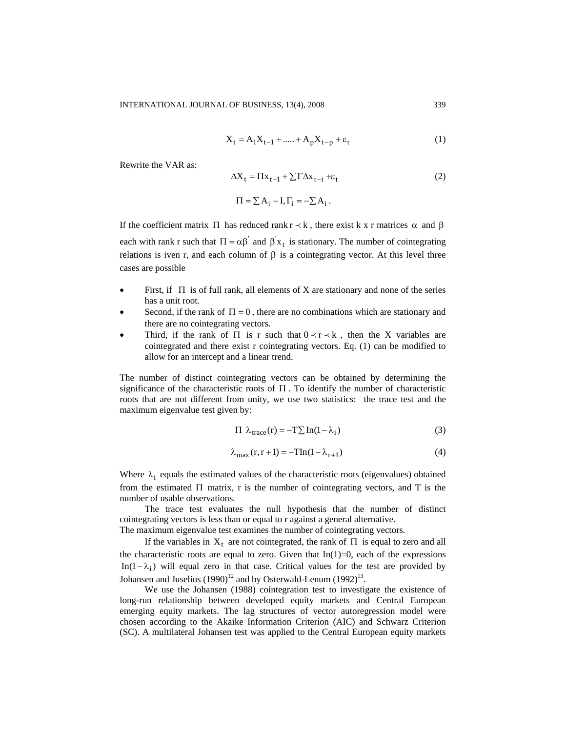$$X_t = A_1 X_{t-1} + ..... + A_p X_{t-p} + \varepsilon_t \tag{1}$$

Rewrite the VAR as:

$$\Delta X_t = \Pi x_{t-1} + \sum \Gamma \Delta x_{t-i} + \varepsilon_t \tag{2}$$

$$\Pi = \sum A_i - I, \Gamma_i = -\sum A_i \, .$$

If the coefficient matrix $\Pi$ has reduced rank $r \prec k$, there exist k x r matrices $\alpha$ and $\beta$ each with rank r such that $\Pi = \alpha\beta'$ and $\beta' x_t$ is stationary. The number of cointegrating relations is iven r, and each column of $\beta$ is a cointegrating vector. At this level three cases are possible

- First, if $\Pi$ is of full rank, all elements of X are stationary and none of the series has a unit root.
- Second, if the rank of $\Pi = 0$, there are no combinations which are stationary and there are no cointegrating vectors.
- Third, if the rank of $\Pi$ is r such that $0 \prec r \prec k$, then the X variables are cointegrated and there exist r cointegrating vectors. Eq. (1) can be modified to allow for an intercept and a linear trend.

The number of distinct cointegrating vectors can be obtained by determining the significance of the characteristic roots of $\Pi$. To identify the number of characteristic roots that are not different from unity, we use two statistics: the trace test and the maximum eigenvalue test given by:

$$\Pi \ \lambda_{trace}(r) = -T \sum In(1 - \lambda_i) \tag{3}$$

$$\lambda_{max}(r, r+1) = -T In(1 - \lambda_{r+1}) \tag{4}$$

Where $\lambda_i$ equals the estimated values of the characteristic roots (eigenvalues) obtained from the estimated $\Pi$ matrix, r is the number of cointegrating vectors, and T is the number of usable observations.

The trace test evaluates the null hypothesis that the number of distinct cointegrating vectors is less than or equal to r against a general alternative.
The maximum eigenvalue test examines the number of cointegrating vectors.

If the variables in $X_t$ are not cointegrated, the rank of $\Pi$ is equal to zero and all the characteristic roots are equal to zero. Given that In(1)=0, each of the expressions $In(1 - \lambda_i)$ will equal zero in that case. Critical values for the test are provided by Johansen and Juselius (1990)[12] and by Osterwald-Lenum (1992)[13].

We use the Johansen (1988) cointegration test to investigate the existence of long-run relationship between developed equity markets and Central European emerging equity markets. The lag structures of vector autoregression model were chosen according to the Akaike Information Criterion (AIC) and Schwarz Criterion (SC). A multilateral Johansen test was applied to the Central European equity markets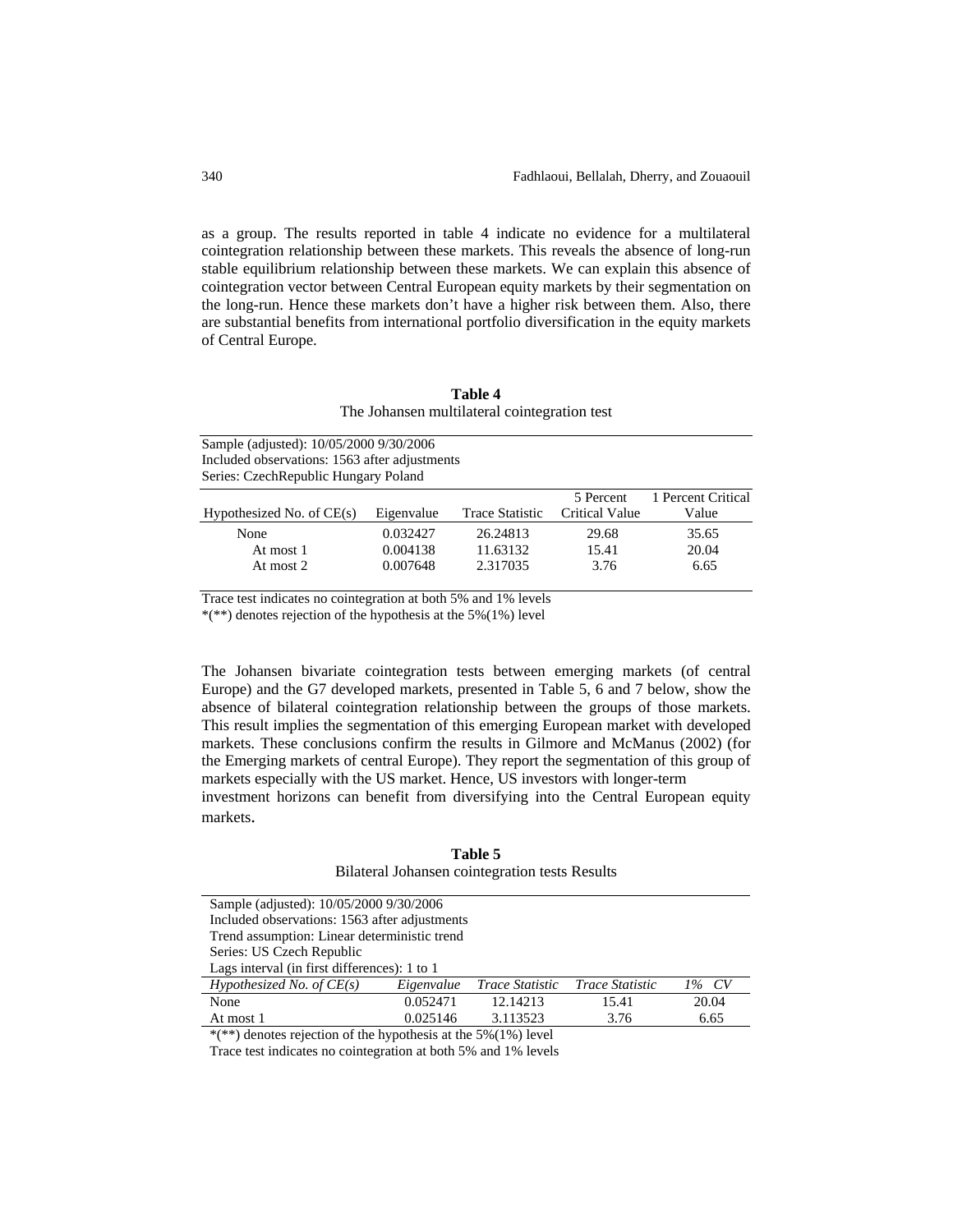as a group. The results reported in table 4 indicate no evidence for a multilateral cointegration relationship between these markets. This reveals the absence of long-run stable equilibrium relationship between these markets. We can explain this absence of cointegration vector between Central European equity markets by their segmentation on the long-run. Hence these markets don't have a higher risk between them. Also, there are substantial benefits from international portfolio diversification in the equity markets of Central Europe.

**Table 4**
The Johansen multilateral cointegration test

Sample (adjusted): 10/05/2000 9/30/2006
Included observations: 1563 after adjustments
Series: CzechRepublic Hungary Poland

| Hypothesized No. of CE(s) | Eigenvalue | Trace Statistic | 5 Percent Critical Value | 1 Percent Critical Value |
|---|---|---|---|---|
| None | 0.032427 | 26.24813 | 29.68 | 35.65 |
| At most 1 | 0.004138 | 11.63132 | 15.41 | 20.04 |
| At most 2 | 0.007648 | 2.317035 | 3.76 | 6.65 |

Trace test indicates no cointegration at both 5% and 1% levels
*(**) denotes rejection of the hypothesis at the 5%(1%) level

The Johansen bivariate cointegration tests between emerging markets (of central Europe) and the G7 developed markets, presented in Table 5, 6 and 7 below, show the absence of bilateral cointegration relationship between the groups of those markets. This result implies the segmentation of this emerging European market with developed markets. These conclusions confirm the results in Gilmore and McManus (2002) (for the Emerging markets of central Europe). They report the segmentation of this group of markets especially with the US market. Hence, US investors with longer-term investment horizons can benefit from diversifying into the Central European equity markets.

**Table 5**
Bilateral Johansen cointegration tests Results

Sample (adjusted): 10/05/2000 9/30/2006
Included observations: 1563 after adjustments
Trend assumption: Linear deterministic trend
Series: US Czech Republic
Lags interval (in first differences): 1 to 1

| *Hypothesized No. of CE(s)* | *Eigenvalue* | *Trace Statistic* | *Trace Statistic* | *1% CV* |
|---|---|---|---|---|
| None | 0.052471 | 12.14213 | 15.41 | 20.04 |
| At most 1 | 0.025146 | 3.113523 | 3.76 | 6.65 |

*(**) denotes rejection of the hypothesis at the 5%(1%) level
Trace test indicates no cointegration at both 5% and 1% levels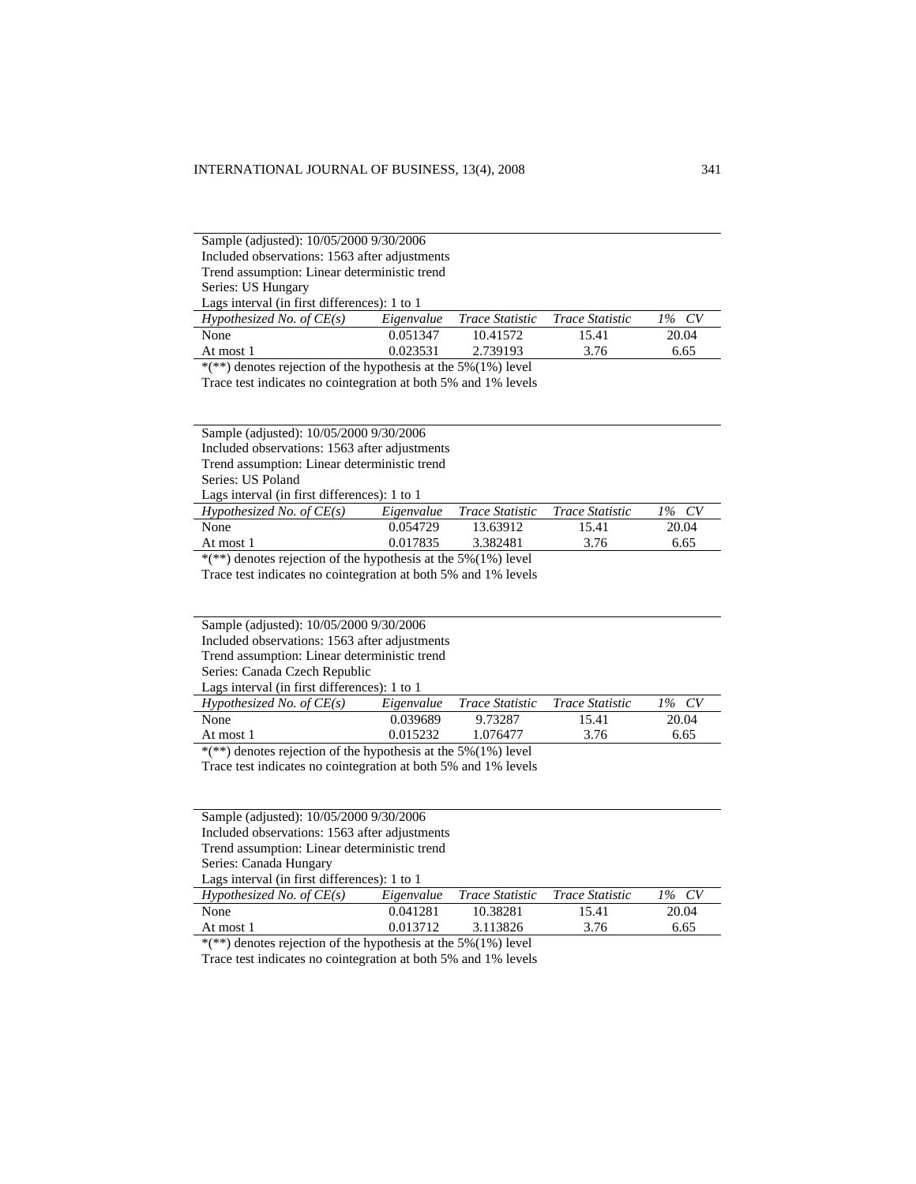Sample (adjusted): 10/05/2000 9/30/2006
Included observations: 1563 after adjustments
Trend assumption: Linear deterministic trend
Series: US Hungary
Lags interval (in first differences): 1 to 1

| *Hypothesized No. of CE(s)* | *Eigenvalue* | *Trace Statistic* | *Trace Statistic* | *1% CV* |
|---|---|---|---|---|
| None | 0.051347 | 10.41572 | 15.41 | 20.04 |
| At most 1 | 0.023531 | 2.739193 | 3.76 | 6.65 |

*(**) denotes rejection of the hypothesis at the 5%(1%) level
Trace test indicates no cointegration at both 5% and 1% levels

Sample (adjusted): 10/05/2000 9/30/2006
Included observations: 1563 after adjustments
Trend assumption: Linear deterministic trend
Series: US Poland
Lags interval (in first differences): 1 to 1

| *Hypothesized No. of CE(s)* | *Eigenvalue* | *Trace Statistic* | *Trace Statistic* | *1% CV* |
|---|---|---|---|---|
| None | 0.054729 | 13.63912 | 15.41 | 20.04 |
| At most 1 | 0.017835 | 3.382481 | 3.76 | 6.65 |

*(**) denotes rejection of the hypothesis at the 5%(1%) level
Trace test indicates no cointegration at both 5% and 1% levels

Sample (adjusted): 10/05/2000 9/30/2006
Included observations: 1563 after adjustments
Trend assumption: Linear deterministic trend
Series: Canada Czech Republic
Lags interval (in first differences): 1 to 1

| *Hypothesized No. of CE(s)* | *Eigenvalue* | *Trace Statistic* | *Trace Statistic* | *1% CV* |
|---|---|---|---|---|
| None | 0.039689 | 9.73287 | 15.41 | 20.04 |
| At most 1 | 0.015232 | 1.076477 | 3.76 | 6.65 |

*(**) denotes rejection of the hypothesis at the 5%(1%) level
Trace test indicates no cointegration at both 5% and 1% levels

Sample (adjusted): 10/05/2000 9/30/2006
Included observations: 1563 after adjustments
Trend assumption: Linear deterministic trend
Series: Canada Hungary
Lags interval (in first differences): 1 to 1

| *Hypothesized No. of CE(s)* | *Eigenvalue* | *Trace Statistic* | *Trace Statistic* | *1% CV* |
|---|---|---|---|---|
| None | 0.041281 | 10.38281 | 15.41 | 20.04 |
| At most 1 | 0.013712 | 3.113826 | 3.76 | 6.65 |

*(**) denotes rejection of the hypothesis at the 5%(1%) level
Trace test indicates no cointegration at both 5% and 1% levels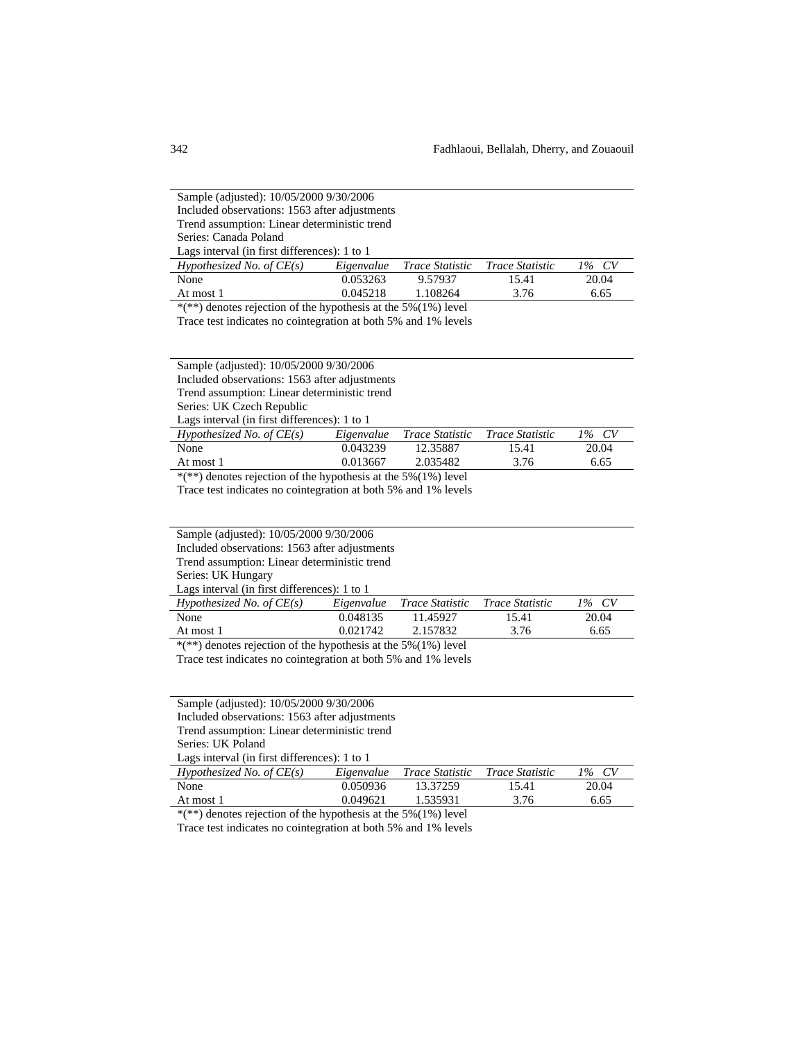Sample (adjusted): 10/05/2000 9/30/2006
Included observations: 1563 after adjustments
Trend assumption: Linear deterministic trend
Series: Canada Poland
Lags interval (in first differences): 1 to 1

| *Hypothesized No. of CE(s)* | *Eigenvalue* | *Trace Statistic* | *Trace Statistic* | *1% CV* |
|---|---|---|---|---|
| None | 0.053263 | 9.57937 | 15.41 | 20.04 |
| At most 1 | 0.045218 | 1.108264 | 3.76 | 6.65 |

*(**) denotes rejection of the hypothesis at the 5%(1%) level
Trace test indicates no cointegration at both 5% and 1% levels

Sample (adjusted): 10/05/2000 9/30/2006
Included observations: 1563 after adjustments
Trend assumption: Linear deterministic trend
Series: UK Czech Republic
Lags interval (in first differences): 1 to 1

| *Hypothesized No. of CE(s)* | *Eigenvalue* | *Trace Statistic* | *Trace Statistic* | *1% CV* |
|---|---|---|---|---|
| None | 0.043239 | 12.35887 | 15.41 | 20.04 |
| At most 1 | 0.013667 | 2.035482 | 3.76 | 6.65 |

*(**) denotes rejection of the hypothesis at the 5%(1%) level
Trace test indicates no cointegration at both 5% and 1% levels

Sample (adjusted): 10/05/2000 9/30/2006
Included observations: 1563 after adjustments
Trend assumption: Linear deterministic trend
Series: UK Hungary
Lags interval (in first differences): 1 to 1

| *Hypothesized No. of CE(s)* | *Eigenvalue* | *Trace Statistic* | *Trace Statistic* | *1% CV* |
|---|---|---|---|---|
| None | 0.048135 | 11.45927 | 15.41 | 20.04 |
| At most 1 | 0.021742 | 2.157832 | 3.76 | 6.65 |

*(**) denotes rejection of the hypothesis at the 5%(1%) level
Trace test indicates no cointegration at both 5% and 1% levels

Sample (adjusted): 10/05/2000 9/30/2006
Included observations: 1563 after adjustments
Trend assumption: Linear deterministic trend
Series: UK Poland
Lags interval (in first differences): 1 to 1

| *Hypothesized No. of CE(s)* | *Eigenvalue* | *Trace Statistic* | *Trace Statistic* | *1% CV* |
|---|---|---|---|---|
| None | 0.050936 | 13.37259 | 15.41 | 20.04 |
| At most 1 | 0.049621 | 1.535931 | 3.76 | 6.65 |

*(**) denotes rejection of the hypothesis at the 5%(1%) level
Trace test indicates no cointegration at both 5% and 1% levels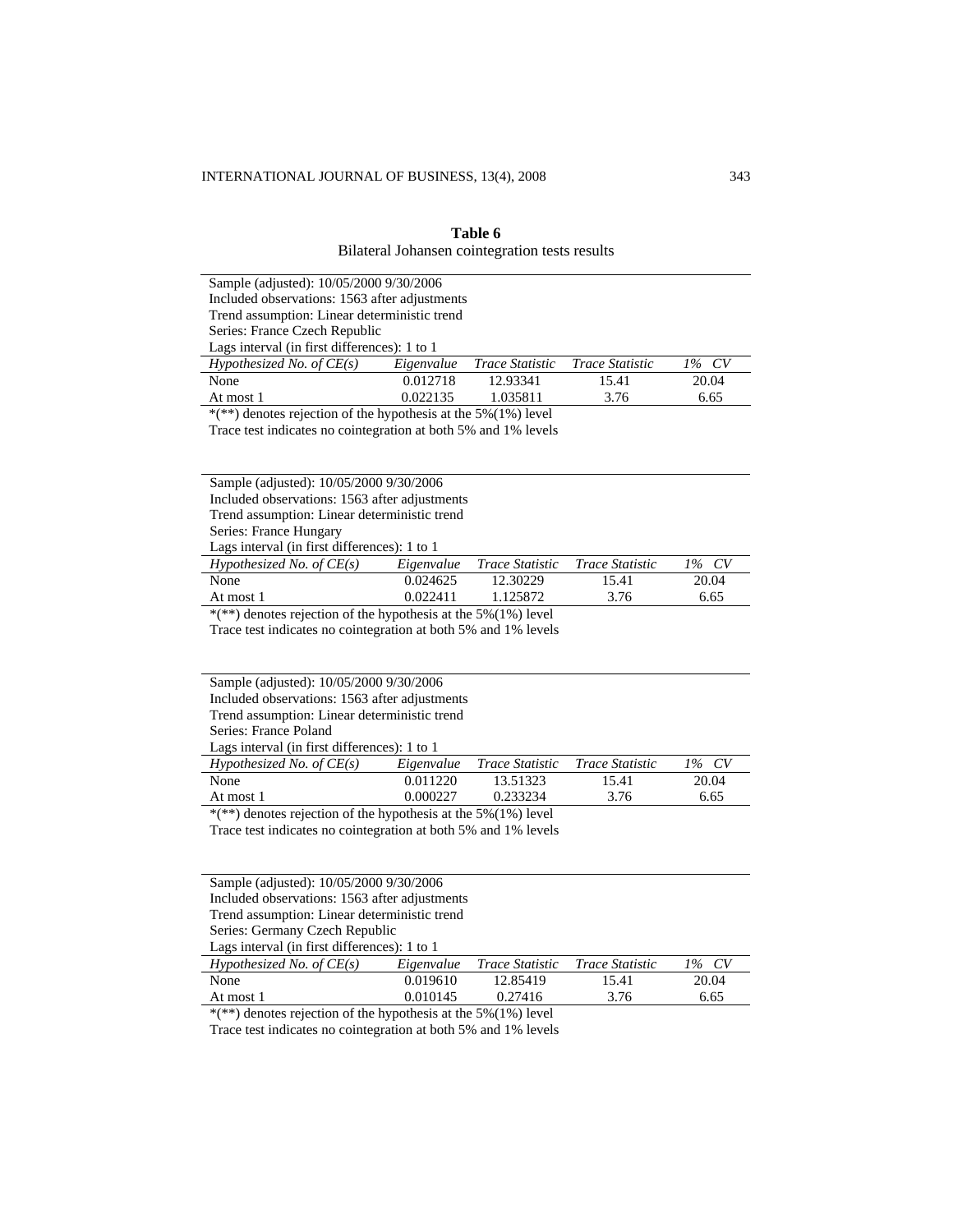**Table 6**
Bilateral Johansen cointegration tests results

Sample (adjusted): 10/05/2000 9/30/2006
Included observations: 1563 after adjustments
Trend assumption: Linear deterministic trend
Series: France Czech Republic
Lags interval (in first differences): 1 to 1

| *Hypothesized No. of CE(s)* | *Eigenvalue* | *Trace Statistic* | *Trace Statistic* | *1% CV* |
|---|---|---|---|---|
| None | 0.012718 | 12.93341 | 15.41 | 20.04 |
| At most 1 | 0.022135 | 1.035811 | 3.76 | 6.65 |

*(**) denotes rejection of the hypothesis at the 5%(1%) level
Trace test indicates no cointegration at both 5% and 1% levels

Sample (adjusted): 10/05/2000 9/30/2006
Included observations: 1563 after adjustments
Trend assumption: Linear deterministic trend
Series: France Hungary
Lags interval (in first differences): 1 to 1

| *Hypothesized No. of CE(s)* | *Eigenvalue* | *Trace Statistic* | *Trace Statistic* | *1% CV* |
|---|---|---|---|---|
| None | 0.024625 | 12.30229 | 15.41 | 20.04 |
| At most 1 | 0.022411 | 1.125872 | 3.76 | 6.65 |

*(**) denotes rejection of the hypothesis at the 5%(1%) level
Trace test indicates no cointegration at both 5% and 1% levels

Sample (adjusted): 10/05/2000 9/30/2006
Included observations: 1563 after adjustments
Trend assumption: Linear deterministic trend
Series: France Poland
Lags interval (in first differences): 1 to 1

| *Hypothesized No. of CE(s)* | *Eigenvalue* | *Trace Statistic* | *Trace Statistic* | *1% CV* |
|---|---|---|---|---|
| None | 0.011220 | 13.51323 | 15.41 | 20.04 |
| At most 1 | 0.000227 | 0.233234 | 3.76 | 6.65 |

*(**) denotes rejection of the hypothesis at the 5%(1%) level
Trace test indicates no cointegration at both 5% and 1% levels

Sample (adjusted): 10/05/2000 9/30/2006
Included observations: 1563 after adjustments
Trend assumption: Linear deterministic trend
Series: Germany Czech Republic
Lags interval (in first differences): 1 to 1

| *Hypothesized No. of CE(s)* | *Eigenvalue* | *Trace Statistic* | *Trace Statistic* | *1% CV* |
|---|---|---|---|---|
| None | 0.019610 | 12.85419 | 15.41 | 20.04 |
| At most 1 | 0.010145 | 0.27416 | 3.76 | 6.65 |

*(**) denotes rejection of the hypothesis at the 5%(1%) level
Trace test indicates no cointegration at both 5% and 1% levels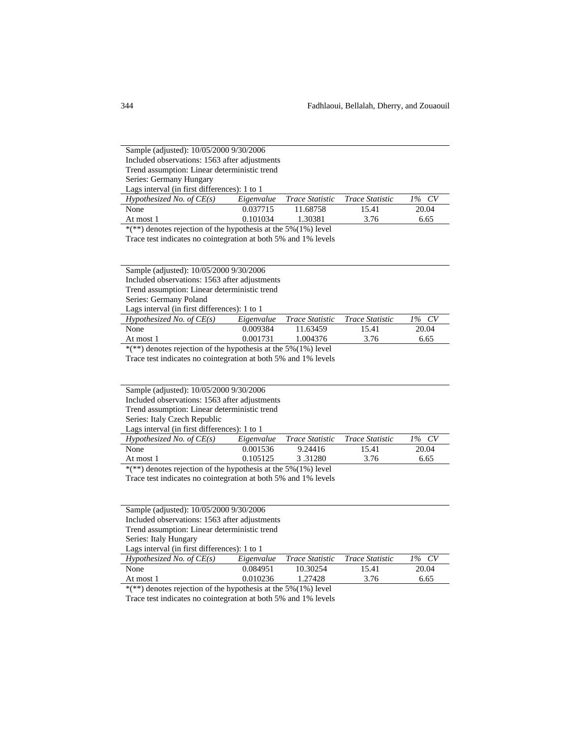Sample (adjusted): 10/05/2000 9/30/2006
Included observations: 1563 after adjustments
Trend assumption: Linear deterministic trend
Series: Germany Hungary
Lags interval (in first differences): 1 to 1

| *Hypothesized No. of CE(s)* | *Eigenvalue* | *Trace Statistic* | *Trace Statistic* | *1% CV* |
|---|---|---|---|---|
| None | 0.037715 | 11.68758 | 15.41 | 20.04 |
| At most 1 | 0.101034 | 1.30381 | 3.76 | 6.65 |

*(**) denotes rejection of the hypothesis at the 5%(1%) level
Trace test indicates no cointegration at both 5% and 1% levels

Sample (adjusted): 10/05/2000 9/30/2006
Included observations: 1563 after adjustments
Trend assumption: Linear deterministic trend
Series: Germany Poland
Lags interval (in first differences): 1 to 1

| *Hypothesized No. of CE(s)* | *Eigenvalue* | *Trace Statistic* | *Trace Statistic* | *1% CV* |
|---|---|---|---|---|
| None | 0.009384 | 11.63459 | 15.41 | 20.04 |
| At most 1 | 0.001731 | 1.004376 | 3.76 | 6.65 |

*(**) denotes rejection of the hypothesis at the 5%(1%) level
Trace test indicates no cointegration at both 5% and 1% levels

Sample (adjusted): 10/05/2000 9/30/2006
Included observations: 1563 after adjustments
Trend assumption: Linear deterministic trend
Series: Italy Czech Republic
Lags interval (in first differences): 1 to 1

| *Hypothesized No. of CE(s)* | *Eigenvalue* | *Trace Statistic* | *Trace Statistic* | *1% CV* |
|---|---|---|---|---|
| None | 0.001536 | 9.24416 | 15.41 | 20.04 |
| At most 1 | 0.105125 | 3 .31280 | 3.76 | 6.65 |

*(**) denotes rejection of the hypothesis at the 5%(1%) level
Trace test indicates no cointegration at both 5% and 1% levels

Sample (adjusted): 10/05/2000 9/30/2006
Included observations: 1563 after adjustments
Trend assumption: Linear deterministic trend
Series: Italy Hungary
Lags interval (in first differences): 1 to 1

| *Hypothesized No. of CE(s)* | *Eigenvalue* | *Trace Statistic* | *Trace Statistic* | *1% CV* |
|---|---|---|---|---|
| None | 0.084951 | 10.30254 | 15.41 | 20.04 |
| At most 1 | 0.010236 | 1.27428 | 3.76 | 6.65 |

*(**) denotes rejection of the hypothesis at the 5%(1%) level
Trace test indicates no cointegration at both 5% and 1% levels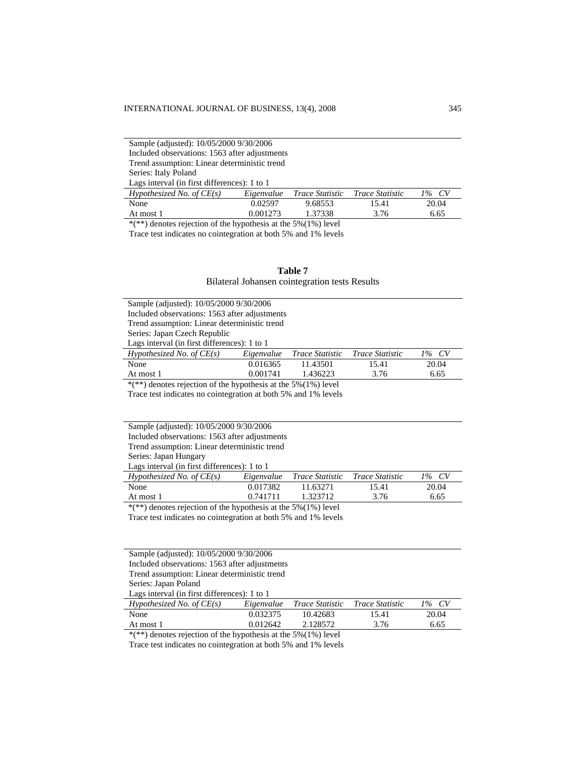Sample (adjusted): 10/05/2000 9/30/2006
Included observations: 1563 after adjustments
Trend assumption: Linear deterministic trend
Series: Italy Poland
Lags interval (in first differences): 1 to 1

| *Hypothesized No. of CE(s)* | *Eigenvalue* | *Trace Statistic* | *Trace Statistic* | *1% CV* |
|---|---|---|---|---|
| None | 0.02597 | 9.68553 | 15.41 | 20.04 |
| At most 1 | 0.001273 | 1.37338 | 3.76 | 6.65 |

*(**) denotes rejection of the hypothesis at the 5%(1%) level
Trace test indicates no cointegration at both 5% and 1% levels

**Table 7**
Bilateral Johansen cointegration tests Results

Sample (adjusted): 10/05/2000 9/30/2006
Included observations: 1563 after adjustments
Trend assumption: Linear deterministic trend
Series: Japan Czech Republic
Lags interval (in first differences): 1 to 1

| *Hypothesized No. of CE(s)* | *Eigenvalue* | *Trace Statistic* | *Trace Statistic* | *1% CV* |
|---|---|---|---|---|
| None | 0.016365 | 11.43501 | 15.41 | 20.04 |
| At most 1 | 0.001741 | 1.436223 | 3.76 | 6.65 |

*(**) denotes rejection of the hypothesis at the 5%(1%) level
Trace test indicates no cointegration at both 5% and 1% levels

Sample (adjusted): 10/05/2000 9/30/2006
Included observations: 1563 after adjustments
Trend assumption: Linear deterministic trend
Series: Japan Hungary
Lags interval (in first differences): 1 to 1

| *Hypothesized No. of CE(s)* | *Eigenvalue* | *Trace Statistic* | *Trace Statistic* | *1% CV* |
|---|---|---|---|---|
| None | 0.017382 | 11.63271 | 15.41 | 20.04 |
| At most 1 | 0.741711 | 1.323712 | 3.76 | 6.65 |

*(**) denotes rejection of the hypothesis at the 5%(1%) level
Trace test indicates no cointegration at both 5% and 1% levels

Sample (adjusted): 10/05/2000 9/30/2006
Included observations: 1563 after adjustments
Trend assumption: Linear deterministic trend
Series: Japan Poland
Lags interval (in first differences): 1 to 1

| *Hypothesized No. of CE(s)* | *Eigenvalue* | *Trace Statistic* | *Trace Statistic* | *1% CV* |
|---|---|---|---|---|
| None | 0.032375 | 10.42683 | 15.41 | 20.04 |
| At most 1 | 0.012642 | 2.128572 | 3.76 | 6.65 |

*(**) denotes rejection of the hypothesis at the 5%(1%) level
Trace test indicates no cointegration at both 5% and 1% levels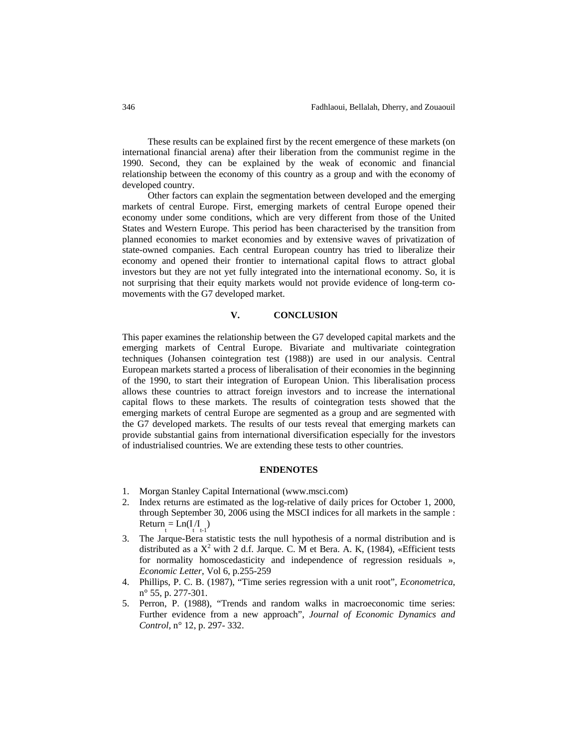These results can be explained first by the recent emergence of these markets (on international financial arena) after their liberation from the communist regime in the 1990. Second, they can be explained by the weak of economic and financial relationship between the economy of this country as a group and with the economy of developed country.

Other factors can explain the segmentation between developed and the emerging markets of central Europe. First, emerging markets of central Europe opened their economy under some conditions, which are very different from those of the United States and Western Europe. This period has been characterised by the transition from planned economies to market economies and by extensive waves of privatization of state-owned companies. Each central European country has tried to liberalize their economy and opened their frontier to international capital flows to attract global investors but they are not yet fully integrated into the international economy. So, it is not surprising that their equity markets would not provide evidence of long-term co-movements with the G7 developed market.

## V. CONCLUSION

This paper examines the relationship between the G7 developed capital markets and the emerging markets of Central Europe. Bivariate and multivariate cointegration techniques (Johansen cointegration test (1988)) are used in our analysis. Central European markets started a process of liberalisation of their economies in the beginning of the 1990, to start their integration of European Union. This liberalisation process allows these countries to attract foreign investors and to increase the international capital flows to these markets. The results of cointegration tests showed that the emerging markets of central Europe are segmented as a group and are segmented with the G7 developed markets. The results of our tests reveal that emerging markets can provide substantial gains from international diversification especially for the investors of industrialised countries. We are extending these tests to other countries.

## ENDENOTES

1. Morgan Stanley Capital International (www.msci.com)
2. Index returns are estimated as the log-relative of daily prices for October 1, 2000, through September 30, 2006 using the MSCI indices for all markets in the sample : $\text{Return}_t = \text{Ln}(I_t / I_{t-1})$
3. The Jarque-Bera statistic tests the null hypothesis of a normal distribution and is distributed as a $X^2$ with 2 d.f. Jarque. C. M et Bera. A. K, (1984), «Efficient tests for normality homoscedasticity and independence of regression residuals », *Economic Letter*, Vol 6, p.255-259
4. Phillips, P. C. B. (1987), "Time series regression with a unit root", *Econometrica*, n° 55, p. 277-301.
5. Perron, P. (1988), "Trends and random walks in macroeconomic time series: Further evidence from a new approach", *Journal of Economic Dynamics and Control*, n° 12, p. 297- 332.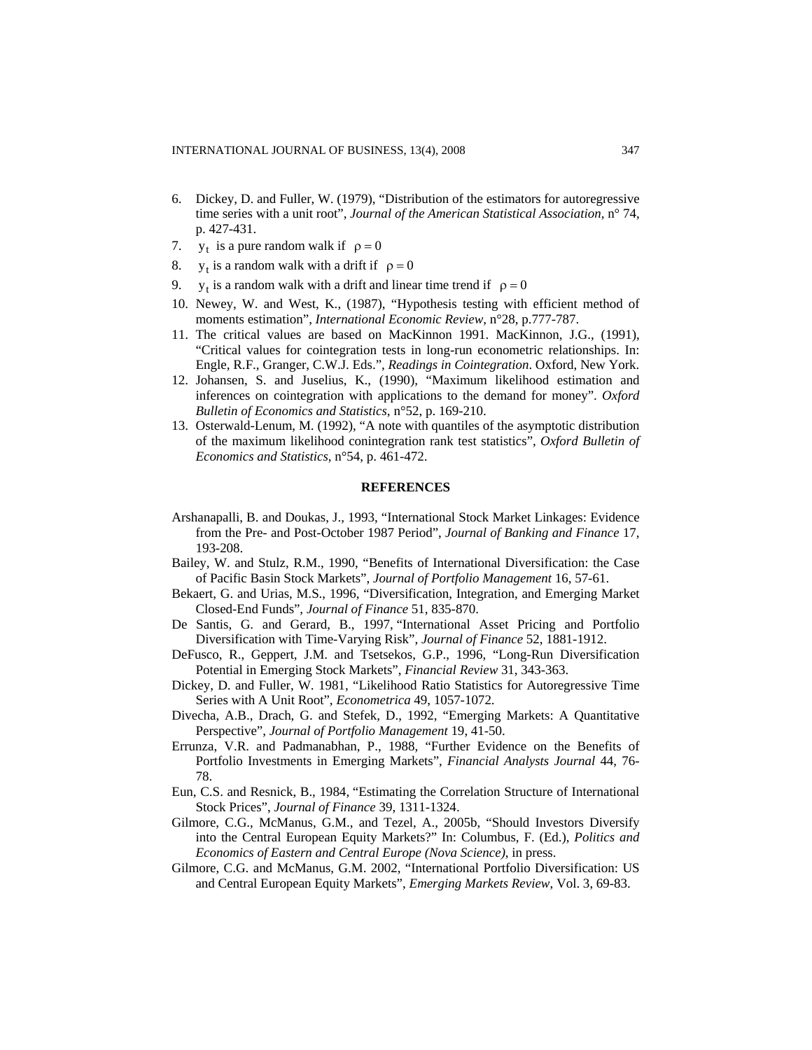6. Dickey, D. and Fuller, W. (1979), “Distribution of the estimators for autoregressive time series with a unit root”, *Journal of the American Statistical Association*, n° 74, p. 427-431.
7. $y_t$ is a pure random walk if $\rho = 0$
8. $y_t$ is a random walk with a drift if $\rho = 0$
9. $y_t$ is a random walk with a drift and linear time trend if $\rho = 0$
10. Newey, W. and West, K., (1987), “Hypothesis testing with efficient method of moments estimation”, *International Economic Review*, n°28, p.777-787.
11. The critical values are based on MacKinnon 1991. MacKinnon, J.G., (1991), “Critical values for cointegration tests in long-run econometric relationships. In: Engle, R.F., Granger, C.W.J. Eds.”, *Readings in Cointegration*. Oxford, New York.
12. Johansen, S. and Juselius, K., (1990), “Maximum likelihood estimation and inferences on cointegration with applications to the demand for money”. *Oxford Bulletin of Economics and Statistics*, n°52, p. 169-210.
13. Osterwald-Lenum, M. (1992), “A note with quantiles of the asymptotic distribution of the maximum likelihood conintegration rank test statistics”, *Oxford Bulletin of Economics and Statistics*, n°54, p. 461-472.

## REFERENCES

Arshanapalli, B. and Doukas, J., 1993, “International Stock Market Linkages: Evidence from the Pre- and Post-October 1987 Period”, *Journal of Banking and Finance* 17, 193-208.

Bailey, W. and Stulz, R.M., 1990, “Benefits of International Diversification: the Case of Pacific Basin Stock Markets”, *Journal of Portfolio Management* 16, 57-61.

Bekaert, G. and Urias, M.S., 1996, “Diversification, Integration, and Emerging Market Closed-End Funds”, *Journal of Finance* 51, 835-870.

De Santis, G. and Gerard, B., 1997, “International Asset Pricing and Portfolio Diversification with Time-Varying Risk”, *Journal of Finance* 52, 1881-1912.

DeFusco, R., Geppert, J.M. and Tsetsekos, G.P., 1996, “Long-Run Diversification Potential in Emerging Stock Markets”, *Financial Review* 31, 343-363.

Dickey, D. and Fuller, W. 1981, “Likelihood Ratio Statistics for Autoregressive Time Series with A Unit Root”, *Econometrica* 49, 1057-1072.

Divecha, A.B., Drach, G. and Stefek, D., 1992, “Emerging Markets: A Quantitative Perspective”, *Journal of Portfolio Management* 19, 41-50.

Errunza, V.R. and Padmanabhan, P., 1988, “Further Evidence on the Benefits of Portfolio Investments in Emerging Markets”, *Financial Analysts Journal* 44, 76-78.

Eun, C.S. and Resnick, B., 1984, “Estimating the Correlation Structure of International Stock Prices”, *Journal of Finance* 39, 1311-1324.

Gilmore, C.G., McManus, G.M., and Tezel, A., 2005b, “Should Investors Diversify into the Central European Equity Markets?” In: Columbus, F. (Ed.), *Politics and Economics of Eastern and Central Europe (Nova Science)*, in press.

Gilmore, C.G. and McManus, G.M. 2002, “International Portfolio Diversification: US and Central European Equity Markets”, *Emerging Markets Review*, Vol. 3, 69-83.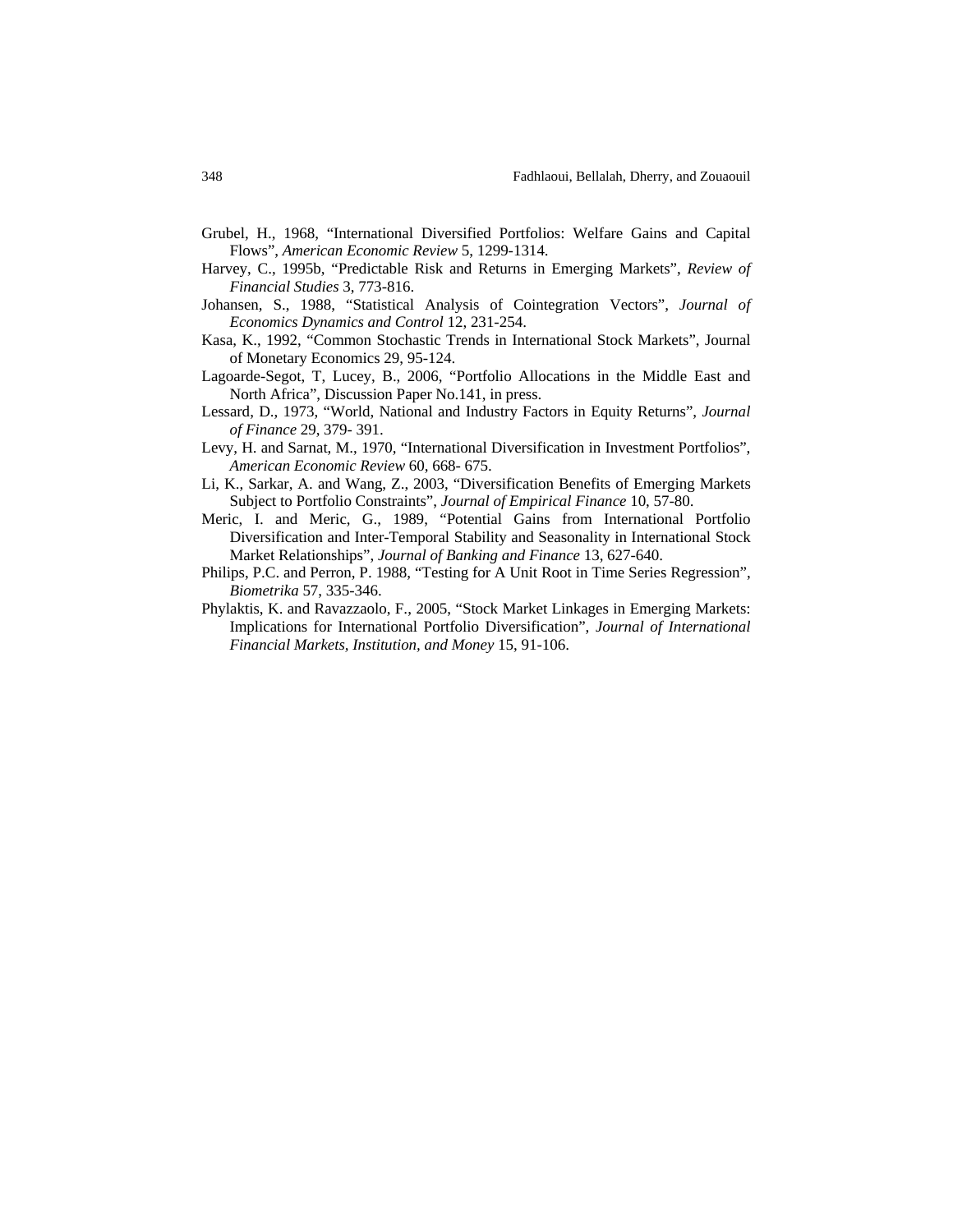Grubel, H., 1968, "International Diversified Portfolios: Welfare Gains and Capital Flows", *American Economic Review* 5, 1299-1314.

Harvey, C., 1995b, "Predictable Risk and Returns in Emerging Markets", *Review of Financial Studies* 3, 773-816.

Johansen, S., 1988, "Statistical Analysis of Cointegration Vectors", *Journal of Economics Dynamics and Control* 12, 231-254.

Kasa, K., 1992, "Common Stochastic Trends in International Stock Markets", Journal of Monetary Economics 29, 95-124.

Lagoarde-Segot, T, Lucey, B., 2006, "Portfolio Allocations in the Middle East and North Africa", Discussion Paper No.141, in press.

Lessard, D., 1973, "World, National and Industry Factors in Equity Returns", *Journal of Finance* 29, 379- 391.

Levy, H. and Sarnat, M., 1970, "International Diversification in Investment Portfolios", *American Economic Review* 60, 668- 675.

Li, K., Sarkar, A. and Wang, Z., 2003, "Diversification Benefits of Emerging Markets Subject to Portfolio Constraints", *Journal of Empirical Finance* 10, 57-80.

Meric, I. and Meric, G., 1989, "Potential Gains from International Portfolio Diversification and Inter-Temporal Stability and Seasonality in International Stock Market Relationships", *Journal of Banking and Finance* 13, 627-640.

Philips, P.C. and Perron, P. 1988, "Testing for A Unit Root in Time Series Regression", *Biometrika* 57, 335-346.

Phylaktis, K. and Ravazzaolo, F., 2005, "Stock Market Linkages in Emerging Markets: Implications for International Portfolio Diversification", *Journal of International Financial Markets, Institution, and Money* 15, 91-106.